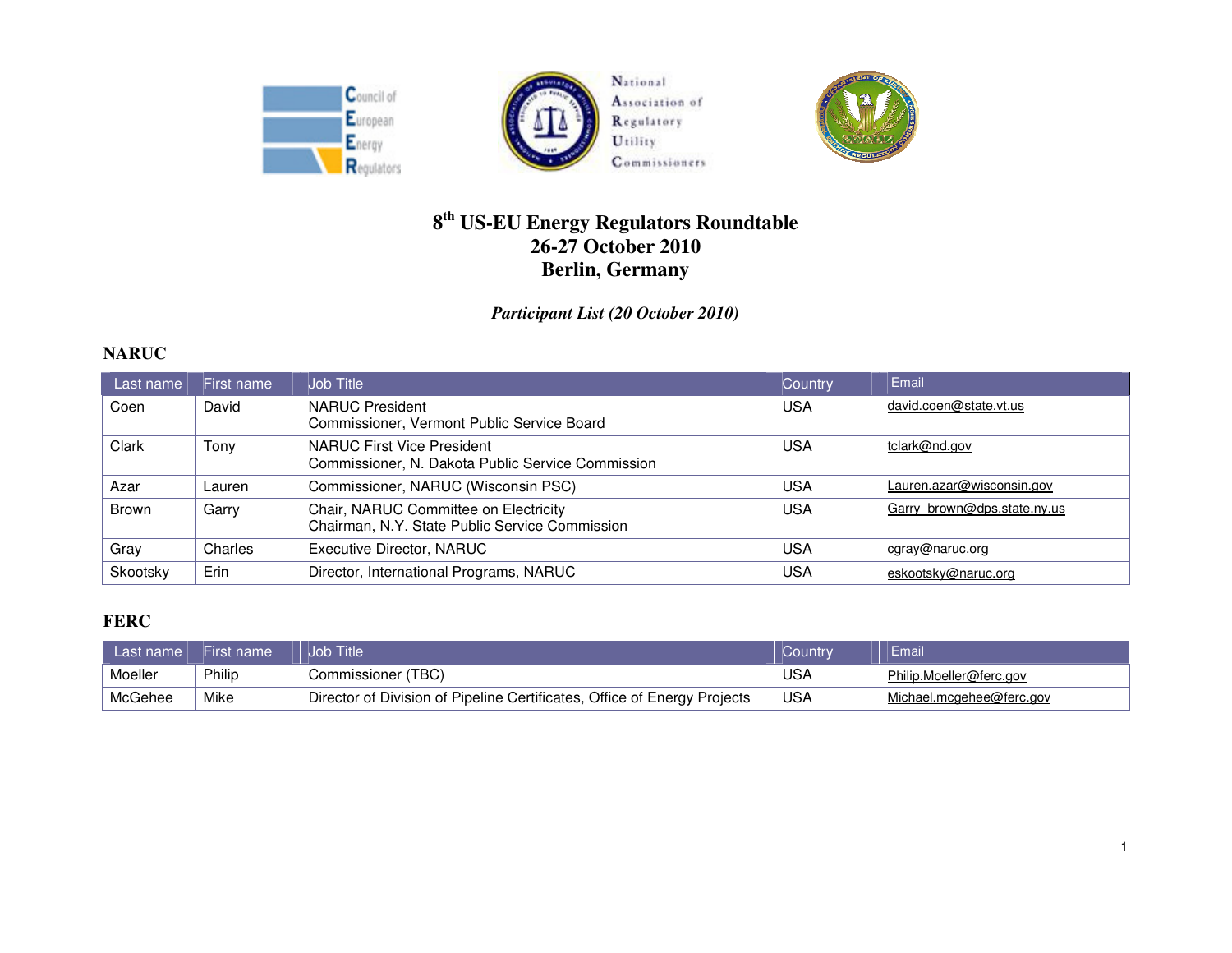# 8th US-EU Energy Regulators Roundtable
# 26-27 October 2010
# Berlin, Germany

*Participant List (20 October 2010)*

## NARUC

| Last name | First name | Job Title | Country | Email |
|---|---|---|---|---|
| Coen | David | NARUC President<br>Commissioner, Vermont Public Service Board | USA | david.coen@state.vt.us |
| Clark | Tony | NARUC First Vice President<br>Commissioner, N. Dakota Public Service Commission | USA | tclark@nd.gov |
| Azar | Lauren | Commissioner, NARUC (Wisconsin PSC) | USA | Lauren.azar@wisconsin.gov |
| Brown | Garry | Chair, NARUC Committee on Electricity<br>Chairman, N.Y. State Public Service Commission | USA | Garry_brown@dps.state.ny.us |
| Gray | Charles | Executive Director, NARUC | USA | cgray@naruc.org |
| Skootsky | Erin | Director, International Programs, NARUC | USA | eskootsky@naruc.org |

## FERC

| Last name | First name | Job Title | Country | Email |
|---|---|---|---|---|
| Moeller | Philip | Commissioner (TBC) | USA | Philip.Moeller@ferc.gov |
| McGehee | Mike | Director of Division of Pipeline Certificates, Office of Energy Projects | USA | Michael.mcgehee@ferc.gov |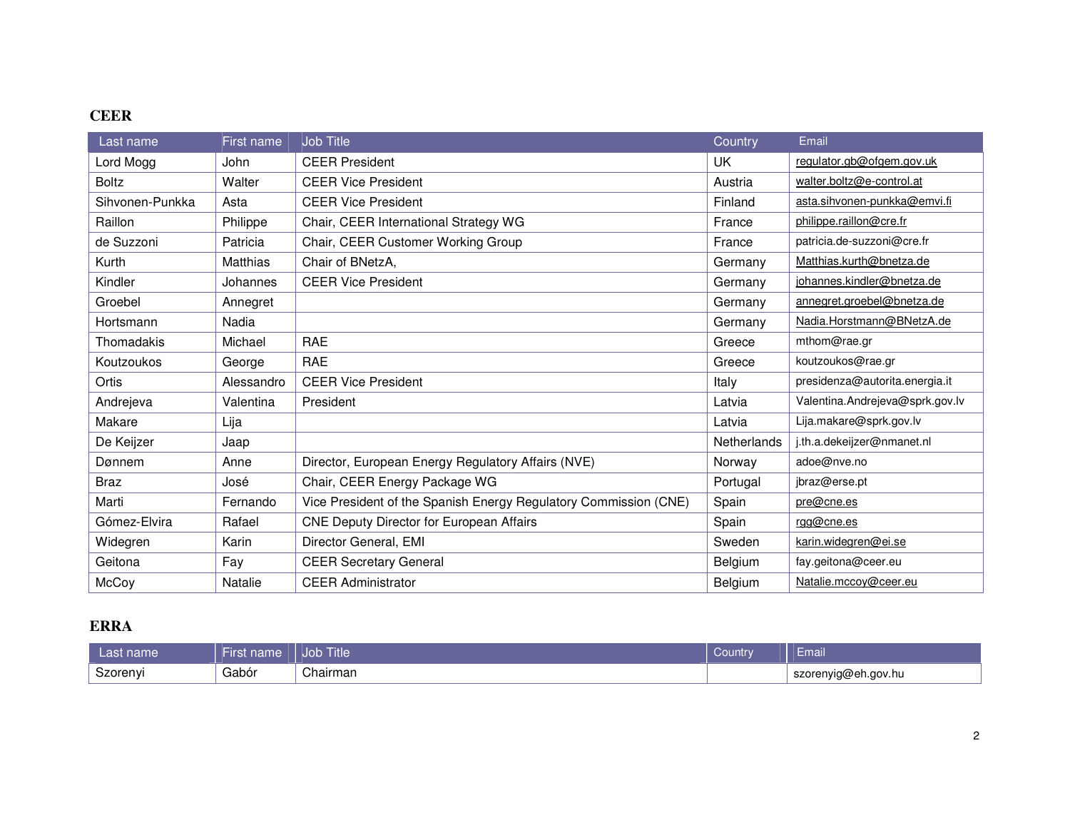## CEER

| Last name | First name | Job Title | Country | Email |
|---|---|---|---|---|
| Lord Mogg | John | CEER President | UK | regulator.gb@ofgem.gov.uk |
| Boltz | Walter | CEER Vice President | Austria | walter.boltz@e-control.at |
| Sihvonen-Punkka | Asta | CEER Vice President | Finland | asta.sihvonen-punkka@emvi.fi |
| Raillon | Philippe | Chair, CEER International Strategy WG | France | philippe.raillon@cre.fr |
| de Suzzoni | Patricia | Chair, CEER Customer Working Group | France | patricia.de-suzzoni@cre.fr |
| Kurth | Matthias | Chair of BNetzA, | Germany | Matthias.kurth@bnetza.de |
| Kindler | Johannes | CEER Vice President | Germany | johannes.kindler@bnetza.de |
| Groebel | Annegret | | Germany | annegret.groebel@bnetza.de |
| Hortsmann | Nadia | | Germany | Nadia.Horstmann@BNetzA.de |
| Thomadakis | Michael | RAE | Greece | mthom@rae.gr |
| Koutzoukos | George | RAE | Greece | koutzoukos@rae.gr |
| Ortis | Alessandro | CEER Vice President | Italy | presidenza@autorita.energia.it |
| Andrejeva | Valentina | President | Latvia | Valentina.Andrejeva@sprk.gov.lv |
| Makare | Lija | | Latvia | Lija.makare@sprk.gov.lv |
| De Keijzer | Jaap | | Netherlands | j.th.a.dekeijzer@nmanet.nl |
| Dønnem | Anne | Director, European Energy Regulatory Affairs (NVE) | Norway | adoe@nve.no |
| Braz | José | Chair, CEER Energy Package WG | Portugal | jbraz@erse.pt |
| Marti | Fernando | Vice President of the Spanish Energy Regulatory Commission (CNE) | Spain | pre@cne.es |
| Gómez-Elvira | Rafael | CNE Deputy Director for European Affairs | Spain | rgg@cne.es |
| Widegren | Karin | Director General, EMI | Sweden | karin.widegren@ei.se |
| Geitona | Fay | CEER Secretary General | Belgium | fay.geitona@ceer.eu |
| McCoy | Natalie | CEER Administrator | Belgium | Natalie.mccoy@ceer.eu |

## ERRA

| Last name | First name | Job Title | Country | Email |
|---|---|---|---|---|
| Szorenyi | Gabór | Chairman | | szorenyig@eh.gov.hu |